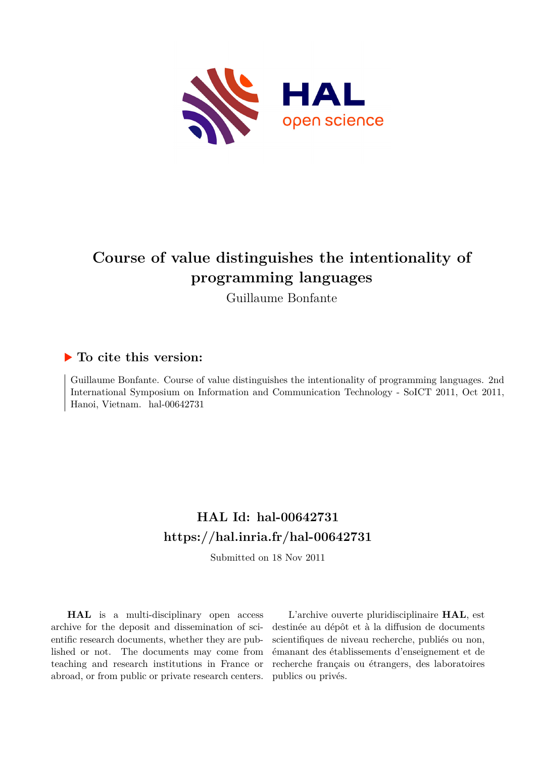# Course of value distinguishes the intentionality of programming languages

Guillaume Bonfante

## ▶ To cite this version:

Guillaume Bonfante. Course of value distinguishes the intentionality of programming languages. 2nd International Symposium on Information and Communication Technology - SoICT 2011, Oct 2011, Hanoi, Vietnam. hal-00642731

## HAL Id: hal-00642731
## https://hal.inria.fr/hal-00642731

Submitted on 18 Nov 2011

**HAL** is a multi-disciplinary open access archive for the deposit and dissemination of scientific research documents, whether they are published or not. The documents may come from teaching and research institutions in France or abroad, or from public or private research centers.

L'archive ouverte pluridisciplinaire **HAL**, est destinée au dépôt et à la diffusion de documents scientifiques de niveau recherche, publiés ou non, émanant des établissements d'enseignement et de recherche français ou étrangers, des laboratoires publics ou privés.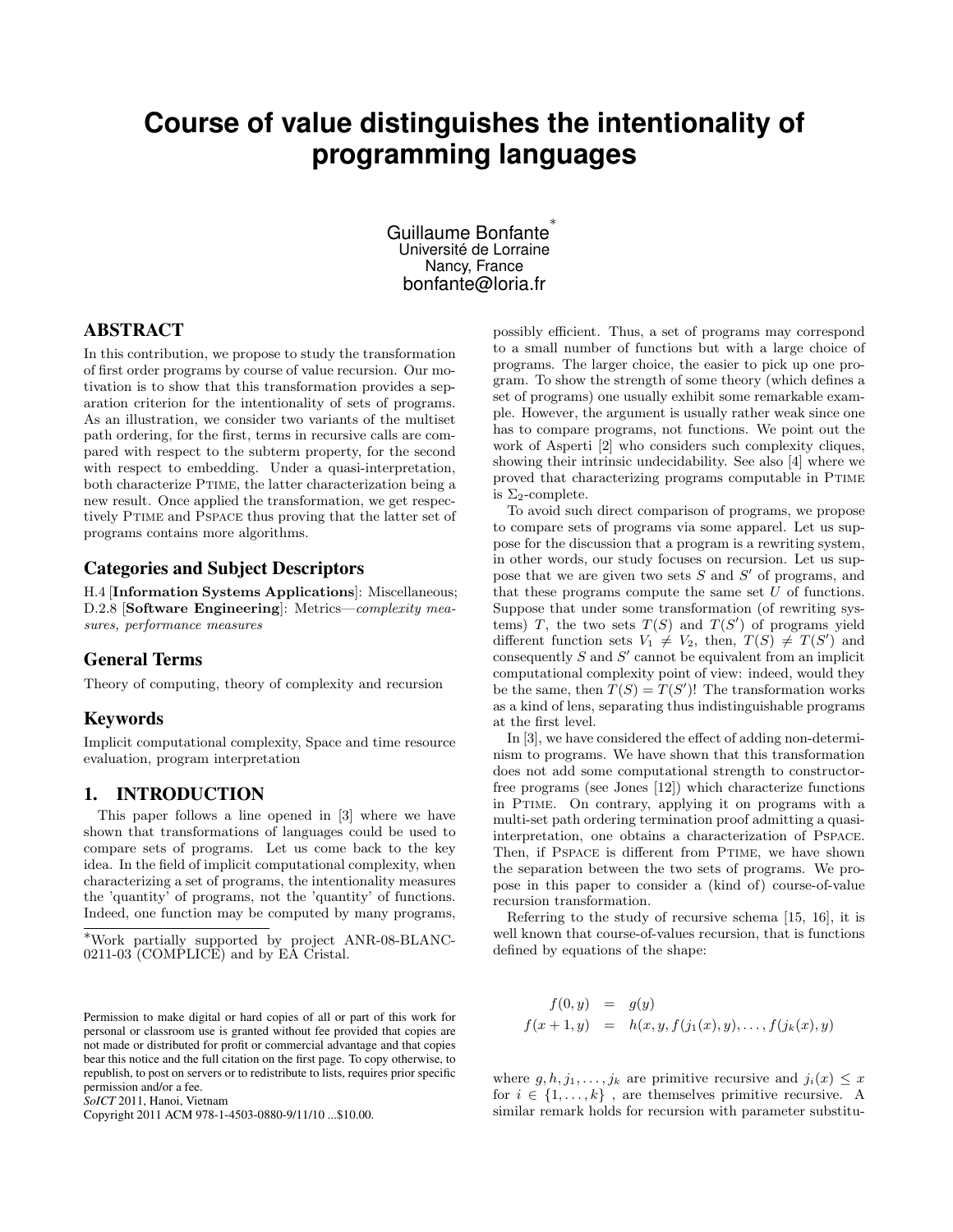# Course of value distinguishes the intentionality of programming languages

Guillaume Bonfante[*]
Université de Lorraine
Nancy, France
bonfante@loria.fr

## ABSTRACT

In this contribution, we propose to study the transformation of first order programs by course of value recursion. Our motivation is to show that this transformation provides a separation criterion for the intentionality of sets of programs. As an illustration, we consider two variants of the multiset path ordering, for the first, terms in recursive calls are compared with respect to the subterm property, for the second with respect to embedding. Under a quasi-interpretation, both characterize PTIME, the latter characterization being a new result. Once applied the transformation, we get respectively PTIME and PSPACE thus proving that the latter set of programs contains more algorithms.

### Categories and Subject Descriptors

H.4 [**Information Systems Applications**]: Miscellaneous; D.2.8 [**Software Engineering**]: Metrics—*complexity measures, performance measures*

### General Terms

Theory of computing, theory of complexity and recursion

### Keywords

Implicit computational complexity, Space and time resource evaluation, program interpretation

## 1. INTRODUCTION

This paper follows a line opened in [3] where we have shown that transformations of languages could be used to compare sets of programs. Let us come back to the key idea. In the field of implicit computational complexity, when characterizing a set of programs, the intentionality measures the 'quantity' of programs, not the 'quantity' of functions. Indeed, one function may be computed by many programs, possibly efficient. Thus, a set of programs may correspond to a small number of functions but with a large choice of programs. The larger choice, the easier to pick up one program. To show the strength of some theory (which defines a set of programs) one usually exhibit some remarkable example. However, the argument is usually rather weak since one has to compare programs, not functions. We point out the work of Asperti [2] who considers such complexity cliques, showing their intrinsic undecidability. See also [4] where we proved that characterizing programs computable in PTIME is $\Sigma_2$-complete.

To avoid such direct comparison of programs, we propose to compare sets of programs via some apparel. Let us suppose for the discussion that a program is a rewriting system, in other words, our study focuses on recursion. Let us suppose that we are given two sets $S$ and $S'$ of programs, and that these programs compute the same set $U$ of functions. Suppose that under some transformation (of rewriting systems) $T$, the two sets $T(S)$ and $T(S')$ of programs yield different function sets $V_1 \neq V_2$, then, $T(S) \neq T(S')$ and consequently $S$ and $S'$ cannot be equivalent from an implicit computational complexity point of view: indeed, would they be the same, then $T(S) = T(S')$! The transformation works as a kind of lens, separating thus indistinguishable programs at the first level.

In [3], we have considered the effect of adding non-determinism to programs. We have shown that this transformation does not add some computational strength to constructor-free programs (see Jones [12]) which characterize functions in PTIME. On contrary, applying it on programs with a multi-set path ordering termination proof admitting a quasi-interpretation, one obtains a characterization of PSPACE. Then, if PSPACE is different from PTIME, we have shown the separation between the two sets of programs. We propose in this paper to consider a (kind of) course-of-value recursion transformation.

Referring to the study of recursive schema [15, 16], it is well known that course-of-values recursion, that is functions defined by equations of the shape:

$$
\begin{aligned}
f(0, y) &= g(y) \\
f(x + 1, y) &= h(x, y, f(j_1(x), y), \dots, f(j_k(x), y)
\end{aligned}
$$

where $g, h, j_1, \dots, j_k$ are primitive recursive and $j_i(x) \leq x$ for $i \in \{1, \dots, k\}$ , are themselves primitive recursive. A similar remark holds for recursion with parameter substitu-

[*]Work partially supported by project ANR-08-BLANC-0211-03 (COMPLICE) and by EA Cristal.

Permission to make digital or hard copies of all or part of this work for personal or classroom use is granted without fee provided that copies are not made or distributed for profit or commercial advantage and that copies bear this notice and the full citation on the first page. To copy otherwise, to republish, to post on servers or to redistribute to lists, requires prior specific permission and/or a fee.
*SoICT* 2011, Hanoi, Vietnam
Copyright 2011 ACM 978-1-4503-0880-9/11/10 ...$10.00.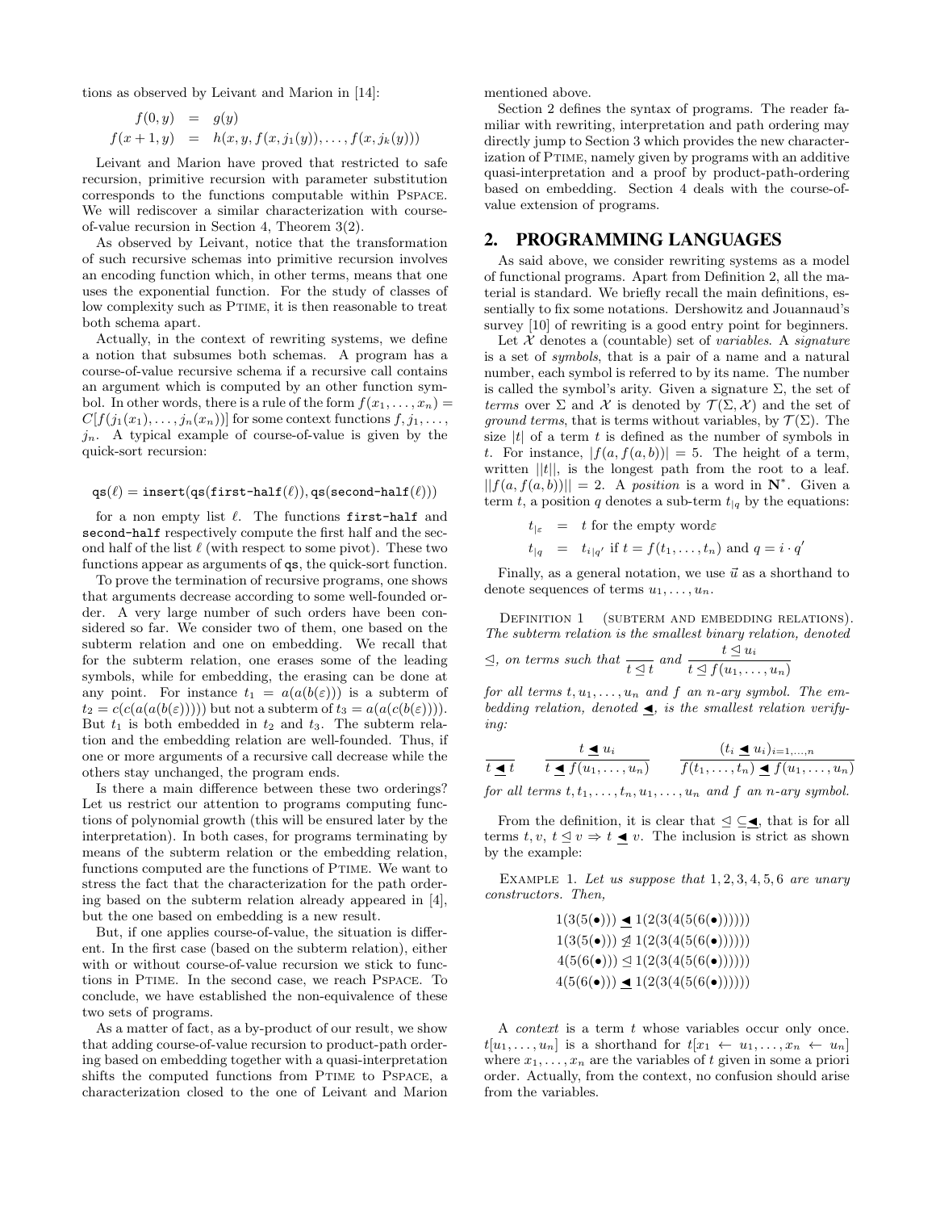tions as observed by Leivant and Marion in [14]:

$$
\begin{aligned}
f(0,y) &= g(y)\\
f(x+1,y) &= h(x,y,f(x,j_1(y)),\ldots,f(x,j_k(y)))
\end{aligned}
$$

Leivant and Marion have proved that restricted to safe recursion, primitive recursion with parameter substitution corresponds to the functions computable within PSPACE. We will rediscover a similar characterization with course-of-value recursion in Section 4, Theorem 3(2).

As observed by Leivant, notice that the transformation of such recursive schemas into primitive recursion involves an encoding function which, in other terms, means that one uses the exponential function. For the study of classes of low complexity such as PTIME, it is then reasonable to treat both schema apart.

Actually, in the context of rewriting systems, we define a notion that subsumes both schemas. A program has a course-of-value recursive schema if a recursive call contains an argument which is computed by an other function symbol. In other words, there is a rule of the form $f(x_1,\ldots,x_n) = C[f(j_1(x_1),\ldots,j_n(x_n))]$ for some context functions $f, j_1, \ldots, j_n$. A typical example of course-of-value is given by the quick-sort recursion:

$$\texttt{qs}(\ell) = \texttt{insert}(\texttt{qs}(\texttt{first-half}(\ell)), \texttt{qs}(\texttt{second-half}(\ell)))$$

for a non empty list $\ell$. The functions `first-half` and `second-half` respectively compute the first half and the second half of the list $\ell$ (with respect to some pivot). These two functions appear as arguments of `qs`, the quick-sort function.

To prove the termination of recursive programs, one shows that arguments decrease according to some well-founded order. A very large number of such orders have been considered so far. We consider two of them, one based on the subterm relation and one on embedding. We recall that for the subterm relation, one erases some of the leading symbols, while for embedding, the erasing can be done at any point. For instance $t_1 = a(a(b(\varepsilon)))$ is a subterm of $t_2 = c(c(a(a(b(\varepsilon)))))$ but not a subterm of $t_3 = a(a(c(b(\varepsilon))))$. But $t_1$ is both embedded in $t_2$ and $t_3$. The subterm relation and the embedding relation are well-founded. Thus, if one or more arguments of a recursive call decrease while the others stay unchanged, the program ends.

Is there a main difference between these two orderings? Let us restrict our attention to programs computing functions of polynomial growth (this will be ensured later by the interpretation). In both cases, for programs terminating by means of the subterm relation or the embedding relation, functions computed are the functions of PTIME. We want to stress the fact that the characterization for the path ordering based on the subterm relation already appeared in [4], but the one based on embedding is a new result.

But, if one applies course-of-value, the situation is different. In the first case (based on the subterm relation), either with or without course-of-value recursion we stick to functions in PTIME. In the second case, we reach PSPACE. To conclude, we have established the non-equivalence of these two sets of programs.

As a matter of fact, as a by-product of our result, we show that adding course-of-value recursion to product-path ordering based on embedding together with a quasi-interpretation shifts the computed functions from PTIME to PSPACE, a characterization closed to the one of Leivant and Marion mentioned above.

Section 2 defines the syntax of programs. The reader familiar with rewriting, interpretation and path ordering may directly jump to Section 3 which provides the new characterization of PTIME, namely given by programs with an additive quasi-interpretation and a proof by product-path-ordering based on embedding. Section 4 deals with the course-of-value extension of programs.

## 2. PROGRAMMING LANGUAGES

As said above, we consider rewriting systems as a model of functional programs. Apart from Definition 2, all the material is standard. We briefly recall the main definitions, essentially to fix some notations. Dershowitz and Jouannaud's survey [10] of rewriting is a good entry point for beginners.

Let $\mathcal{X}$ denotes a (countable) set of *variables*. A *signature* is a set of *symbols*, that is a pair of a name and a natural number, each symbol is referred to by its name. The number is called the symbol's arity. Given a signature $\Sigma$, the set of *terms* over $\Sigma$ and $\mathcal{X}$ is denoted by $\mathcal{T}(\Sigma,\mathcal{X})$ and the set of *ground terms*, that is terms without variables, by $\mathcal{T}(\Sigma)$. The size $|t|$ of a term $t$ is defined as the number of symbols in $t$. For instance, $|f(a,f(a,b))| = 5$. The height of a term, written $||t||$, is the longest path from the root to a leaf. $||f(a,f(a,b))|| = 2$. A *position* is a word in $\mathbf{N}^*$. Given a term $t$, a position $q$ denotes a sub-term $t_{|q}$ by the equations:

$$
\begin{aligned}
t_{|\varepsilon} &= t \text{ for the empty word} \varepsilon\\
t_{|q} &= t_{i|q'} \text{ if } t = f(t_1,\ldots,t_n) \text{ and } q = i\cdot q'
\end{aligned}
$$

Finally, as a general notation, we use $\vec{u}$ as a shorthand to denote sequences of terms $u_1,\ldots,u_n$.

DEFINITION 1 (SUBTERM AND EMBEDDING RELATIONS). *The subterm relation is the smallest binary relation, denoted $\trianglelefteq$, on terms such that* $\dfrac{}{t \trianglelefteq t}$ *and* $\dfrac{t \trianglelefteq u_i}{t \trianglelefteq f(u_1,\ldots,u_n)}$ *for all terms $t, u_1, \ldots, u_n$ and $f$ an $n$-ary symbol. The embedding relation, denoted $\blacktriangleleft$, is the smallest relation verifying:*

$$
\frac{}{t \blacktriangleleft t} \qquad \frac{t \blacktriangleleft u_i}{t \blacktriangleleft f(u_1,\ldots,u_n)} \qquad \frac{(t_i \blacktriangleleft u_i)_{i=1,\ldots,n}}{f(t_1,\ldots,t_n) \blacktriangleleft f(u_1,\ldots,u_n)}
$$

*for all terms $t, t_1, \ldots, t_n, u_1, \ldots, u_n$ and $f$ an $n$-ary symbol.*

From the definition, it is clear that $\trianglelefteq \subseteq \blacktriangleleft$, that is for all terms $t, v$, $t \trianglelefteq v \Rightarrow t \blacktriangleleft v$. The inclusion is strict as shown by the example:

EXAMPLE 1. *Let us suppose that $1,2,3,4,5,6$ are unary constructors. Then,*

$$
\begin{aligned}
1(3(5(\bullet))) &\blacktriangleleft 1(2(3(4(5(6(\bullet))))))\\
1(3(5(\bullet))) &\not\trianglelefteq 1(2(3(4(5(6(\bullet))))))\\
4(5(6(\bullet))) &\trianglelefteq 1(2(3(4(5(6(\bullet))))))\\
4(5(6(\bullet))) &\blacktriangleleft 1(2(3(4(5(6(\bullet))))))
\end{aligned}
$$

A *context* is a term $t$ whose variables occur only once. $t[u_1,\ldots,u_n]$ is a shorthand for $t[x_1 \leftarrow u_1,\ldots,x_n \leftarrow u_n]$ where $x_1,\ldots,x_n$ are the variables of $t$ given in some a priori order. Actually, from the context, no confusion should arise from the variables.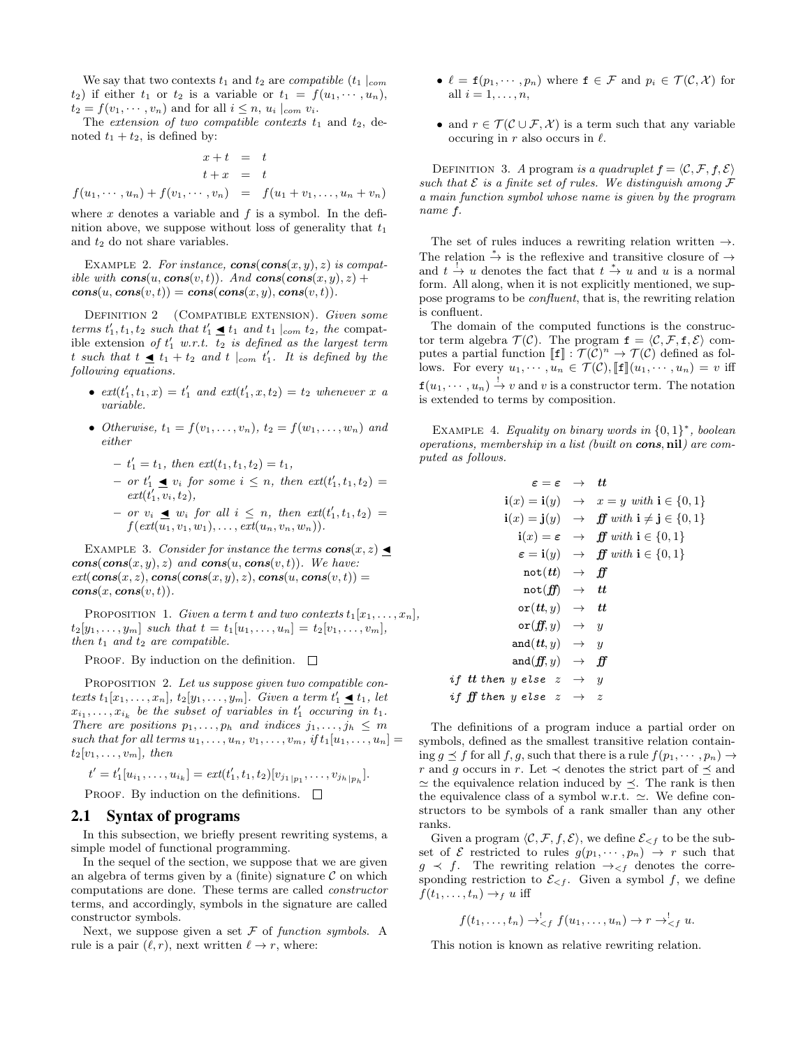We say that two contexts $t_1$ and $t_2$ are *compatible* ($t_1 \mid_{com} t_2$) if either $t_1$ or $t_2$ is a variable or $t_1 = f(u_1, \cdots, u_n)$, $t_2 = f(v_1, \cdots, v_n)$ and for all $i \leq n$, $u_i \mid_{com} v_i$.

The *extension of two compatible contexts* $t_1$ and $t_2$, denoted $t_1 + t_2$, is defined by:

$$
\begin{aligned}
x + t &= t \\
t + x &= t \\
f(u_1, \cdots, u_n) + f(v_1, \cdots, v_n) &= f(u_1 + v_1, \ldots, u_n + v_n)
\end{aligned}
$$

where $x$ denotes a variable and $f$ is a symbol. In the definition above, we suppose without loss of generality that $t_1$ and $t_2$ do not share variables.

EXAMPLE 2. *For instance,* $\boldsymbol{cons}(\boldsymbol{cons}(x, y), z)$ *is compatible with* $\boldsymbol{cons}(u, \boldsymbol{cons}(v, t))$*. And* $\boldsymbol{cons}(\boldsymbol{cons}(x, y), z) + \boldsymbol{cons}(u, \boldsymbol{cons}(v, t)) = \boldsymbol{cons}(\boldsymbol{cons}(x, y), \boldsymbol{cons}(v, t))$*.*

DEFINITION 2 (COMPATIBLE EXTENSION). *Given some terms* $t_1', t_1, t_2$ *such that* $t_1' \trianglelefteq t_1$ *and* $t_1 \mid_{com} t_2$*, the* compatible extension *of* $t_1'$ *w.r.t.* $t_2$ *is defined as the largest term* $t$ *such that* $t \trianglelefteq t_1 + t_2$ *and* $t \mid_{com} t_1'$*. It is defined by the following equations.*

- $ext(t_1', t_1, x) = t_1'$ *and* $ext(t_1', x, t_2) = t_2$ *whenever* $x$ *a variable.*
- *Otherwise,* $t_1 = f(v_1, \ldots, v_n)$*,* $t_2 = f(w_1, \ldots, w_n)$ *and either*
  - $t_1' = t_1$*, then* $ext(t_1, t_1, t_2) = t_1$*,*
  - *or* $t_1' \trianglelefteq v_i$ *for some* $i \leq n$*, then* $ext(t_1', t_1, t_2) = ext(t_1', v_i, t_2)$*,*
  - *or* $v_i \trianglelefteq w_i$ *for all* $i \leq n$*, then* $ext(t_1', t_1, t_2) = f(ext(u_1, v_1, w_1), \ldots, ext(u_n, v_n, w_n))$*.*

EXAMPLE 3. *Consider for instance the terms* $\boldsymbol{cons}(x, z) \trianglelefteq \boldsymbol{cons}(\boldsymbol{cons}(x, y), z)$ *and* $\boldsymbol{cons}(u, \boldsymbol{cons}(v, t))$*. We have:* $ext(\boldsymbol{cons}(x, z), \boldsymbol{cons}(\boldsymbol{cons}(x, y), z), \boldsymbol{cons}(u, \boldsymbol{cons}(v, t)) = \boldsymbol{cons}(x, \boldsymbol{cons}(v, t))$*.*

PROPOSITION 1. *Given a term* $t$ *and two contexts* $t_1[x_1, \ldots, x_n]$*,* $t_2[y_1, \ldots, y_m]$ *such that* $t = t_1[u_1, \ldots, u_n] = t_2[v_1, \ldots, v_m]$*, then* $t_1$ *and* $t_2$ *are compatible.*

PROOF. By induction on the definition. □

PROPOSITION 2. *Let us suppose given two compatible contexts* $t_1[x_1, \ldots, x_n]$*,* $t_2[y_1, \ldots, y_m]$*. Given a term* $t_1' \trianglelefteq t_1$*, let* $x_{i_1}, \ldots, x_{i_k}$ *be the subset of variables in* $t_1'$ *occuring in* $t_1$*. There are positions* $p_1, \ldots, p_h$ *and indices* $j_1, \ldots, j_h \leq m$ *such that for all terms* $u_1, \ldots, u_n, v_1, \ldots, v_m$*, if* $t_1[u_1, \ldots, u_n] = t_2[v_1, \ldots, v_m]$*, then*

$$t' = t_1'[u_{i_1}, \ldots, u_{i_k}] = ext(t_1', t_1, t_2)[v_{j_1|p_1}, \ldots, v_{j_h|p_h}].$$

PROOF. By induction on the definitions. □

## 2.1 Syntax of programs

In this subsection, we briefly present rewriting systems, a simple model of functional programming.

In the sequel of the section, we suppose that we are given an algebra of terms given by a (finite) signature $\mathcal{C}$ on which computations are done. These terms are called *constructor* terms, and accordingly, symbols in the signature are called constructor symbols.

Next, we suppose given a set $\mathcal{F}$ of *function symbols*. A rule is a pair $(\ell, r)$, next written $\ell \to r$, where:

- $\ell = \mathtt{f}(p_1, \cdots, p_n)$ where $\mathtt{f} \in \mathcal{F}$ and $p_i \in \mathcal{T}(\mathcal{C}, \mathcal{X})$ for all $i = 1, \ldots, n$,
- and $r \in \mathcal{T}(\mathcal{C} \cup \mathcal{F}, \mathcal{X})$ is a term such that any variable occuring in $r$ also occurs in $\ell$.

DEFINITION 3. *A program is a quadruplet* $\mathtt{f} = \langle \mathcal{C}, \mathcal{F}, \mathtt{f}, \mathcal{E} \rangle$ *such that* $\mathcal{E}$ *is a finite set of rules. We distinguish among* $\mathcal{F}$ *a main function symbol whose name is given by the program name* $\mathtt{f}$*.*

The set of rules induces a rewriting relation written $\to$. The relation $\xrightarrow{*}$ is the reflexive and transitive closure of $\to$ and $t \xrightarrow{!} u$ denotes the fact that $t \xrightarrow{*} u$ and $u$ is a normal form. All along, when it is not explicitly mentioned, we suppose programs to be *confluent*, that is, the rewriting relation is confluent.

The domain of the computed functions is the constructor term algebra $\mathcal{T}(\mathcal{C})$. The program $\mathtt{f} = \langle \mathcal{C}, \mathcal{F}, \mathtt{f}, \mathcal{E} \rangle$ computes a partial function $[\![\mathtt{f}]\!] : \mathcal{T}(\mathcal{C})^n \to \mathcal{T}(\mathcal{C})$ defined as follows. For every $u_1, \cdots, u_n \in \mathcal{T}(\mathcal{C}), [\![\mathtt{f}]\!](u_1, \cdots, u_n) = v$ iff $\mathtt{f}(u_1, \cdots, u_n) \xrightarrow{!} v$ and $v$ is a constructor term. The notation is extended to terms by composition.

EXAMPLE 4. *Equality on binary words in* $\{0,1\}^*$*, boolean operations, membership in a list (built on* $\boldsymbol{cons}, \mathbf{nil}$*) are computed as follows.*

$$
\begin{aligned}
\boldsymbol{\varepsilon} = \boldsymbol{\varepsilon} &\to \boldsymbol{tt} \\
\mathbf{i}(x) = \mathbf{i}(y) &\to x = y \text{ with } \mathbf{i} \in \{0,1\} \\
\mathbf{i}(x) = \mathbf{j}(y) &\to \boldsymbol{ff} \text{ with } \mathbf{i} \neq \mathbf{j} \in \{0,1\} \\
\mathbf{i}(x) = \boldsymbol{\varepsilon} &\to \boldsymbol{ff} \text{ with } \mathbf{i} \in \{0,1\} \\
\boldsymbol{\varepsilon} = \mathbf{i}(y) &\to \boldsymbol{ff} \text{ with } \mathbf{i} \in \{0,1\} \\
\mathtt{not}(\boldsymbol{tt}) &\to \boldsymbol{ff} \\
\mathtt{not}(\boldsymbol{ff}) &\to \boldsymbol{tt} \\
\mathtt{or}(\boldsymbol{tt}, y) &\to \boldsymbol{tt} \\
\mathtt{or}(\boldsymbol{ff}, y) &\to y \\
\mathtt{and}(\boldsymbol{tt}, y) &\to y \\
\mathtt{and}(\boldsymbol{ff}, y) &\to \boldsymbol{ff} \\
\mathit{if}\ \boldsymbol{tt}\ \mathit{then}\ y\ \mathit{else}\ z &\to y \\
\mathit{if}\ \boldsymbol{ff}\ \mathit{then}\ y\ \mathit{else}\ z &\to z
\end{aligned}
$$

The definitions of a program induce a partial order on symbols, defined as the smallest transitive relation containing $g \preceq f$ for all $f, g$, such that there is a rule $f(p_1, \cdots, p_n) \to r$ and $g$ occurs in $r$. Let $\prec$ denotes the strict part of $\preceq$ and $\simeq$ the equivalence relation induced by $\preceq$. The rank is then the equivalence class of a symbol w.r.t. $\simeq$. We define constructors to be symbols of a rank smaller than any other ranks.

Given a program $\langle \mathcal{C}, \mathcal{F}, f, \mathcal{E} \rangle$, we define $\mathcal{E}_{<f}$ to be the subset of $\mathcal{E}$ restricted to rules $g(p_1, \cdots, p_n) \to r$ such that $g \prec f$. The rewriting relation $\to_{<f}$ denotes the corresponding restriction to $\mathcal{E}_{<f}$. Given a symbol $f$, we define $f(t_1, \ldots, t_n) \to_f u$ iff

$$f(t_1, \ldots, t_n) \to^!_{<f} f(u_1, \ldots, u_n) \to r \to^!_{<f} u.$$

This notion is known as relative rewriting relation.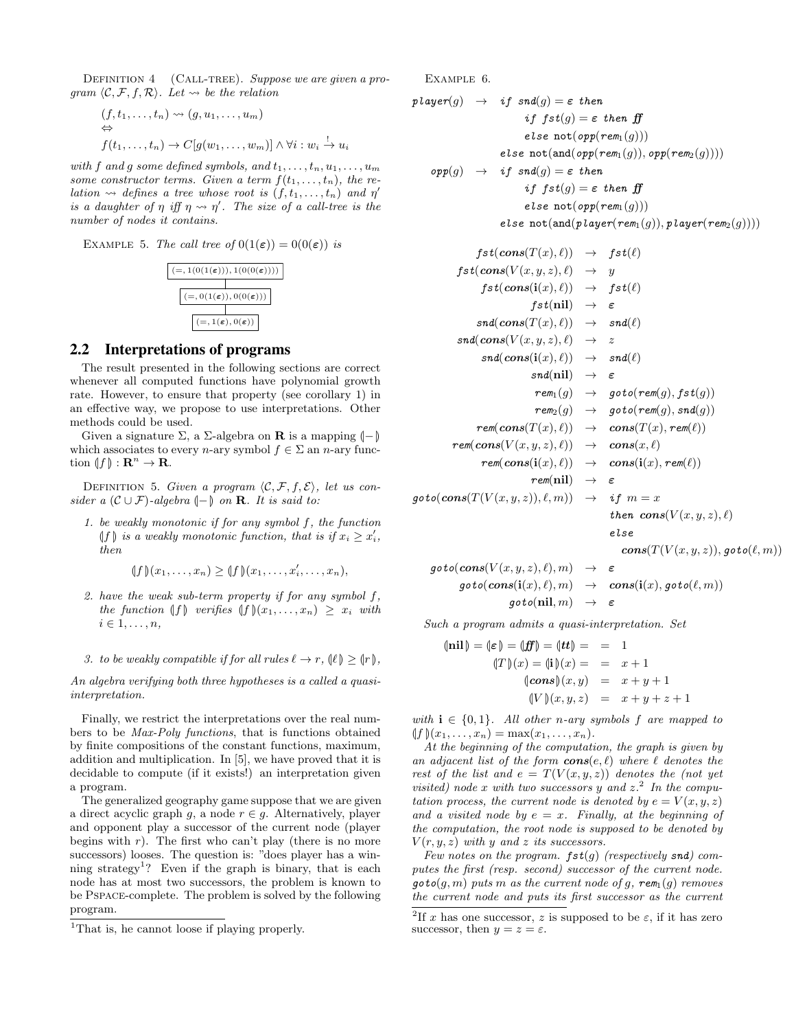Definition 4 (Call-tree). *Suppose we are given a program $\langle \mathcal{C}, \mathcal{F}, f, \mathcal{R}\rangle$. Let $\rightsquigarrow$ be the relation*

$$(f, t_1, \ldots, t_n) \rightsquigarrow (g, u_1, \ldots, u_m)$$
$$\Leftrightarrow$$
$$f(t_1, \ldots, t_n) \to C[g(w_1, \ldots, w_m)] \wedge \forall i : w_i \xrightarrow{!} u_i$$

*with $f$ and $g$ some defined symbols, and $t_1, \ldots, t_n, u_1, \ldots, u_m$ some constructor terms. Given a term $f(t_1, \ldots, t_n)$, the relation $\rightsquigarrow$ defines a tree whose root is $(f, t_1, \ldots, t_n)$ and $\eta'$ is a daughter of $\eta$ iff $\eta \rightsquigarrow \eta'$. The size of a call-tree is the number of nodes it contains.*

Example 5. *The call tree of $0(1(\varepsilon)) = 0(0(\varepsilon))$ is*

$$(=, 1(0(1(\varepsilon))), 1(0(0(\varepsilon))))$$
$$(=, 0(1(\varepsilon)), 0(0(\varepsilon)))$$
$$(=, 1(\varepsilon), 0(\varepsilon))$$

## 2.2 Interpretations of programs

The result presented in the following sections are correct whenever all computed functions have polynomial growth rate. However, to ensure that property (see corollary 1) in an effective way, we propose to use interpretations. Other methods could be used.

Given a signature $\Sigma$, a $\Sigma$-algebra on $\mathbf{R}$ is a mapping $(\!|-|\!)$ which associates to every $n$-ary symbol $f \in \Sigma$ an $n$-ary function $(\!|f|\!) : \mathbf{R}^n \to \mathbf{R}$.

Definition 5. *Given a program $\langle \mathcal{C}, \mathcal{F}, f, \mathcal{E}\rangle$, let us consider a $(\mathcal{C} \cup \mathcal{F})$-algebra $(\!|-|\!)$ on $\mathbf{R}$. It is said to:*

1. *be weakly monotonic if for any symbol $f$, the function $(\!|f|\!)$ is a weakly monotonic function, that is if $x_i \geq x_i'$, then*
$$(\!|f|\!)(x_1, \ldots, x_n) \geq (\!|f|\!)(x_1, \ldots, x_i', \ldots, x_n),$$
2. *have the weak sub-term property if for any symbol $f$, the function $(\!|f|\!)$ verifies $(\!|f|\!)(x_1, \ldots, x_n) \geq x_i$ with $i \in 1, \ldots, n$,*
3. *to be weakly compatible if for all rules $\ell \to r$, $(\!|\ell|\!) \geq (\!|r|\!)$,*

*An algebra verifying both three hypotheses is a called a quasi-interpretation.*

Finally, we restrict the interpretations over the real numbers to be *Max-Poly functions*, that is functions obtained by finite compositions of the constant functions, maximum, addition and multiplication. In [5], we have proved that it is decidable to compute (if it exists!) an interpretation given a program.

The generalized geography game suppose that we are given a direct acyclic graph $g$, a node $r \in g$. Alternatively, player and opponent play a successor of the current node (player begins with $r$). The first who can't play (there is no more successors) looses. The question is: "does player has a winning strategy[1]? Even if the graph is binary, that is each node has at most two successors, the problem is known to be Pspace-complete. The problem is solved by the following program.

[1]That is, he cannot loose if playing properly.

Example 6.

$$
\begin{array}{rcl}
\mathit{player}(g) & \to & \mathit{if}\ \mathit{snd}(g) = \varepsilon\ \mathit{then} \\
& & \quad \mathit{if}\ \mathit{fst}(g) = \varepsilon\ \mathit{then}\ \mathit{ff} \\
& & \quad \mathit{else}\ \mathtt{not}(\mathit{opp}(\mathit{rem}_1(g))) \\
& & \mathit{else}\ \mathtt{not}(\mathtt{and}(\mathit{opp}(\mathit{rem}_1(g)), \mathit{opp}(\mathit{rem}_2(g)))) \\
\mathit{opp}(g) & \to & \mathit{if}\ \mathit{snd}(g) = \varepsilon\ \mathit{then} \\
& & \quad \mathit{if}\ \mathit{fst}(g) = \varepsilon\ \mathit{then}\ \mathit{ff} \\
& & \quad \mathit{else}\ \mathtt{not}(\mathit{opp}(\mathit{rem}_1(g))) \\
& & \mathit{else}\ \mathtt{not}(\mathtt{and}(\mathit{player}(\mathit{rem}_1(g)), \mathit{player}(\mathit{rem}_2(g))))
\end{array}
$$

$$
\begin{array}{rcl}
\mathit{fst}(\mathbf{cons}(T(x), \ell)) & \to & \mathit{fst}(\ell) \\
\mathit{fst}(\mathbf{cons}(V(x, y, z), \ell)) & \to & y \\
\mathit{fst}(\mathbf{cons}(\mathbf{i}(x), \ell)) & \to & \mathit{fst}(\ell) \\
\mathit{fst}(\mathbf{nil}) & \to & \varepsilon \\
\mathit{snd}(\mathbf{cons}(T(x), \ell)) & \to & \mathit{snd}(\ell) \\
\mathit{snd}(\mathbf{cons}(V(x, y, z), \ell)) & \to & z \\
\mathit{snd}(\mathbf{cons}(\mathbf{i}(x), \ell)) & \to & \mathit{snd}(\ell) \\
\mathit{snd}(\mathbf{nil}) & \to & \varepsilon \\
\mathit{rem}_1(g) & \to & \mathit{goto}(\mathit{rem}(g), \mathit{fst}(g)) \\
\mathit{rem}_2(g) & \to & \mathit{goto}(\mathit{rem}(g), \mathit{snd}(g)) \\
\mathit{rem}(\mathbf{cons}(T(x), \ell)) & \to & \mathbf{cons}(T(x), \mathit{rem}(\ell)) \\
\mathit{rem}(\mathbf{cons}(V(x, y, z), \ell)) & \to & \mathbf{cons}(x, \ell) \\
\mathit{rem}(\mathbf{cons}(\mathbf{i}(x), \ell)) & \to & \mathbf{cons}(\mathbf{i}(x), \mathit{rem}(\ell)) \\
\mathit{rem}(\mathbf{nil}) & \to & \varepsilon \\
\mathit{goto}(\mathbf{cons}(T(V(x, y, z)), \ell, m)) & \to & \mathit{if}\ m = x \\
& & \mathit{then}\ \mathbf{cons}(V(x, y, z), \ell) \\
& & \mathit{else} \\
& & \quad \mathbf{cons}(T(V(x, y, z)), \mathit{goto}(\ell, m)) \\
\mathit{goto}(\mathbf{cons}(V(x, y, z), \ell), m) & \to & \varepsilon \\
\mathit{goto}(\mathbf{cons}(\mathbf{i}(x), \ell), m) & \to & \mathbf{cons}(\mathbf{i}(x), \mathit{goto}(\ell, m)) \\
\mathit{goto}(\mathbf{nil}, m) & \to & \varepsilon
\end{array}
$$

*Such a program admits a quasi-interpretation. Set*

$$
\begin{array}{rcl}
(\!|\mathbf{nil}|\!) = (\!|\varepsilon|\!) = (\!|\mathit{ff}|\!) = (\!|\mathit{tt}|\!) = & = & 1 \\
(\!|T|\!)(x) = (\!|\mathbf{i}|\!)(x) = & = & x + 1 \\
(\!|\mathbf{cons}|\!)(x, y) & = & x + y + 1 \\
(\!|V|\!)(x, y, z) & = & x + y + z + 1
\end{array}
$$

*with $\mathbf{i} \in \{0, 1\}$. All other $n$-ary symbols $f$ are mapped to $(\!|f|\!)(x_1, \ldots, x_n) = \max(x_1, \ldots, x_n)$.*

*At the beginning of the computation, the graph is given by an adjacent list of the form $\mathbf{cons}(e, \ell)$ where $\ell$ denotes the rest of the list and $e = T(V(x, y, z))$ denotes the (not yet visited) node $x$ with two successors $y$ and $z$.*[2] *In the computation process, the current node is denoted by $e = V(x, y, z)$ and a visited node by $e = x$. Finally, at the beginning of the computation, the root node is supposed to be denoted by $V(r, y, z)$ with $y$ and $z$ its successors.*

*Few notes on the program. $\mathit{fst}(g)$ (respectively $\mathit{snd}$) computes the first (resp. second) successor of the current node. $\mathit{goto}(g, m)$ puts $m$ as the current node of $g$, $\mathit{rem}_1(g)$ removes the current node and puts its first successor as the current*

[2]If $x$ has one successor, $z$ is supposed to be $\varepsilon$, if it has zero successor, then $y = z = \varepsilon$.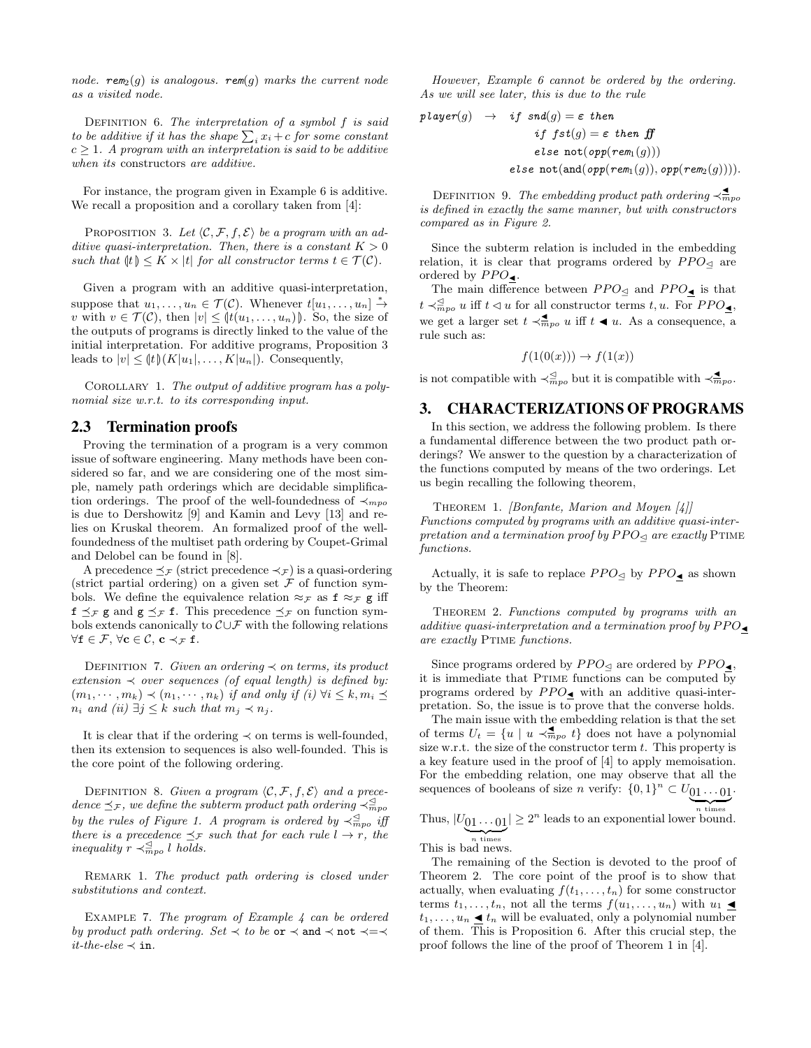*node.* $\mathit{rem}_2(g)$ *is analogous.* $\mathit{rem}(g)$ *marks the current node as a visited node.*

Definition 6. *The interpretation of a symbol $f$ is said to be additive if it has the shape $\sum_i x_i + c$ for some constant $c \geq 1$. A program with an interpretation is said to be additive when its* constructors *are additive.*

For instance, the program given in Example 6 is additive. We recall a proposition and a corollary taken from [4]:

Proposition 3. *Let $\langle \mathcal{C}, \mathcal{F}, f, \mathcal{E} \rangle$ be a program with an additive quasi-interpretation. Then, there is a constant $K > 0$ such that $(\!| t |\!) \leq K \times |t|$ for all constructor terms $t \in \mathcal{T}(\mathcal{C})$.*

Given a program with an additive quasi-interpretation, suppose that $u_1, \ldots, u_n \in \mathcal{T}(\mathcal{C})$. Whenever $t[u_1, \ldots, u_n] \xrightarrow{*} v$ with $v \in \mathcal{T}(\mathcal{C})$, then $|v| \leq (\!| t(u_1, \ldots, u_n) |\!)$. So, the size of the outputs of programs is directly linked to the value of the initial interpretation. For additive programs, Proposition 3 leads to $|v| \leq (\!| t |\!)(K|u_1|, \ldots, K|u_n|)$. Consequently,

Corollary 1. *The output of additive program has a polynomial size w.r.t. to its corresponding input.*

## 2.3 Termination proofs

Proving the termination of a program is a very common issue of software engineering. Many methods have been considered so far, and we are considering one of the most simple, namely path orderings which are decidable simplification orderings. The proof of the well-foundedness of $\prec_{mpo}$ is due to Dershowitz [9] and Kamin and Levy [13] and relies on Kruskal theorem. An formalized proof of the well-foundedness of the multiset path ordering by Coupet-Grimal and Delobel can be found in [8].

A precedence $\preceq_{\mathcal{F}}$ (strict precedence $\prec_{\mathcal{F}}$) is a quasi-ordering (strict partial ordering) on a given set $\mathcal{F}$ of function symbols. We define the equivalence relation $\approx_{\mathcal{F}}$ as $\mathtt{f} \approx_{\mathcal{F}} \mathtt{g}$ iff $\mathtt{f} \preceq_{\mathcal{F}} \mathtt{g}$ and $\mathtt{g} \preceq_{\mathcal{F}} \mathtt{f}$. This precedence $\preceq_{\mathcal{F}}$ on function symbols extends canonically to $\mathcal{C} \cup \mathcal{F}$ with the following relations $\forall \mathbf{f} \in \mathcal{F}, \forall \mathbf{c} \in \mathcal{C}, \mathbf{c} \prec_{\mathcal{F}} \mathbf{f}$.

Definition 7. *Given an ordering $\prec$ on terms, its product extension $\prec$ over sequences (of equal length) is defined by: $(m_1, \cdots, m_k) \prec (n_1, \cdots, n_k)$ if and only if (i) $\forall i \leq k, m_i \preceq n_i$ and (ii) $\exists j \leq k$ such that $m_j \prec n_j$.*

It is clear that if the ordering $\prec$ on terms is well-founded, then its extension to sequences is also well-founded. This is the core point of the following ordering.

Definition 8. *Given a program $\langle \mathcal{C}, \mathcal{F}, f, \mathcal{E} \rangle$ and a precedence $\preceq_{\mathcal{F}}$, we define the subterm product path ordering $\prec^{\trianglelefteq}_{mpo}$ by the rules of Figure 1. A program is ordered by $\prec^{\trianglelefteq}_{mpo}$ iff there is a precedence $\preceq_{\mathcal{F}}$ such that for each rule $l \to r$, the inequality $r \prec^{\trianglelefteq}_{mpo} l$ holds.*

Remark 1. *The product path ordering is closed under substitutions and context.*

Example 7. *The program of Example 4 can be ordered by product path ordering. Set $\prec$ to be* $\mathtt{or} \prec \mathtt{and} \prec \mathtt{not} \prec = \prec$ *it-the-else* $\prec$ $\mathtt{in}$.

*However, Example 6 cannot be ordered by the ordering. As we will see later, this is due to the rule*

$$
\begin{array}{rcl}
\mathit{player}(g) & \to & \mathit{if}\ \mathit{snd}(g) = \varepsilon\ \mathit{then} \\
& & \quad \mathit{if}\ \mathit{fst}(g) = \varepsilon\ \mathit{then}\ \mathit{ff} \\
& & \quad \mathit{else}\ \mathtt{not}(\mathit{opp}(\mathit{rem}_1(g))) \\
& & \mathit{else}\ \mathtt{not}(\mathtt{and}(\mathit{opp}(\mathit{rem}_1(g)), \mathit{opp}(\mathit{rem}_2(g)))).
\end{array}
$$

Definition 9. *The embedding product path ordering $\prec^{\blacktriangleleft}_{mpo}$ is defined in exactly the same manner, but with constructors compared as in Figure 2.*

Since the subterm relation is included in the embedding relation, it is clear that programs ordered by $PPO_{\trianglelefteq}$ are ordered by $PPO_{\blacktriangleleft}$.

The main difference between $PPO_{\trianglelefteq}$ and $PPO_{\blacktriangleleft}$ is that $t \prec^{\trianglelefteq}_{mpo} u$ iff $t \lhd u$ for all constructor terms $t, u$. For $PPO_{\blacktriangleleft}$, we get a larger set $t \prec^{\blacktriangleleft}_{mpo} u$ iff $t \blacktriangleleft u$. As a consequence, a rule such as:

$$f(1(0(x))) \to f(1(x))$$

is not compatible with $\prec^{\trianglelefteq}_{mpo}$ but it is compatible with $\prec^{\blacktriangleleft}_{mpo}$.

# 3. CHARACTERIZATIONS OF PROGRAMS

In this section, we address the following problem. Is there a fundamental difference between the two product path orderings? We answer to the question by a characterization of the functions computed by means of the two orderings. Let us begin recalling the following theorem,

Theorem 1. *[Bonfante, Marion and Moyen [4]] Functions computed by programs with an additive quasi-interpretation and a termination proof by $PPO_{\trianglelefteq}$ are exactly* Ptime *functions.*

Actually, it is safe to replace $PPO_{\trianglelefteq}$ by $PPO_{\blacktriangleleft}$ as shown by the Theorem:

Theorem 2. *Functions computed by programs with an additive quasi-interpretation and a termination proof by $PPO_{\blacktriangleleft}$ are exactly* Ptime *functions.*

Since programs ordered by $PPO_{\trianglelefteq}$ are ordered by $PPO_{\blacktriangleleft}$, it is immediate that Ptime functions can be computed by programs ordered by $PPO_{\blacktriangleleft}$ with an additive quasi-interpretation. So, the issue is to prove that the converse holds.

The main issue with the embedding relation is that the set of terms $U_t = \{u \mid u \prec^{\blacktriangleleft}_{mpo} t\}$ does not have a polynomial size w.r.t. the size of the constructor term $t$. This property is a key feature used in the proof of [4] to apply memoisation. For the embedding relation, one may observe that all the sequences of booleans of size $n$ verify: $\{0,1\}^n \subset U_{\underbrace{01\ldots01}_{n \text{ times}}}$. Thus, $|U_{\underbrace{01\ldots01}_{n \text{ times}}}| \geq 2^n$ leads to an exponential lower bound. This is bad news.

The remaining of the Section is devoted to the proof of Theorem 2. The core point of the proof is to show that actually, when evaluating $f(t_1, \ldots, t_n)$ for some constructor terms $t_1, \ldots, t_n$, not all the terms $f(u_1, \ldots, u_n)$ with $u_1 \blacktriangleleft t_1, \ldots, u_n \blacktriangleleft t_n$ will be evaluated, only a polynomial number of them. This is Proposition 6. After this crucial step, the proof follows the line of the proof of Theorem 1 in [4].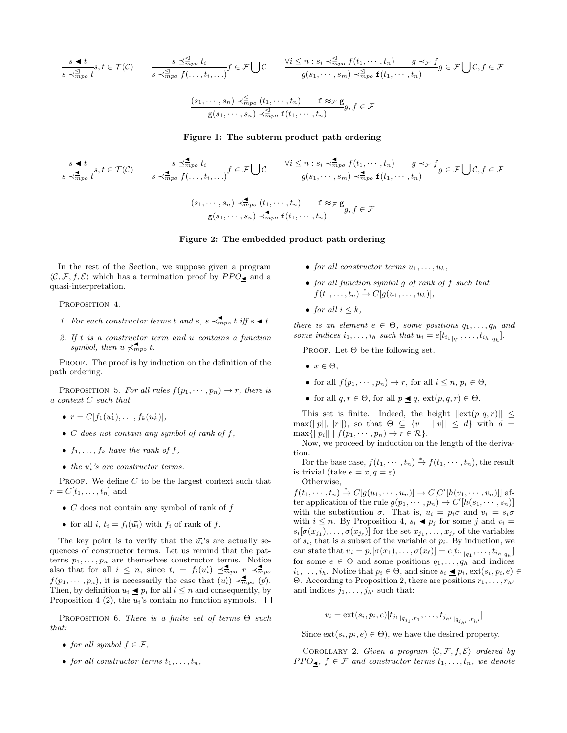$$\frac{s \blacktriangleleft t}{s \prec^{\trianglelefteq}_{mpo} t} s,t \in \mathcal{T}(\mathcal{C}) \qquad \frac{s \preceq^{\trianglelefteq}_{mpo} t_i}{s \prec^{\trianglelefteq}_{mpo} f(\ldots,t_i,\ldots)} f \in \mathcal{F} \bigcup \mathcal{C} \qquad \frac{\forall i \leq n : s_i \prec^{\trianglelefteq}_{mpo} f(t_1,\cdots,t_n) \qquad g \prec_{\mathcal{F}} f}{g(s_1,\cdots,s_m) \prec^{\trianglelefteq}_{mpo} \mathtt{f}(t_1,\cdots,t_n)} g \in \mathcal{F} \bigcup \mathcal{C}, f \in \mathcal{F}$$

$$\frac{(s_1,\cdots,s_n) \prec^{\trianglelefteq}_{mpo} (t_1,\cdots,t_n) \qquad \mathtt{f} \approx_{\mathcal{F}} \mathtt{g}}{\mathtt{g}(s_1,\cdots,s_n) \prec^{\trianglelefteq}_{mpo} \mathtt{f}(t_1,\cdots,t_n)} g,f \in \mathcal{F}$$

**Figure 1: The subterm product path ordering**

$$\frac{s \blacktriangleleft t}{s \prec^{\blacktriangleleft}_{mpo} t} s,t \in \mathcal{T}(\mathcal{C}) \qquad \frac{s \preceq^{\blacktriangleleft}_{mpo} t_i}{s \prec^{\blacktriangleleft}_{mpo} f(\ldots,t_i,\ldots)} f \in \mathcal{F} \bigcup \mathcal{C} \qquad \frac{\forall i \leq n : s_i \prec^{\blacktriangleleft}_{mpo} f(t_1,\cdots,t_n) \qquad g \prec_{\mathcal{F}} f}{g(s_1,\cdots,s_m) \prec^{\blacktriangleleft}_{mpo} \mathtt{f}(t_1,\cdots,t_n)} g \in \mathcal{F} \bigcup \mathcal{C}, f \in \mathcal{F}$$

$$\frac{(s_1,\cdots,s_n) \prec^{\blacktriangleleft}_{mpo} (t_1,\cdots,t_n) \qquad \mathtt{f} \approx_{\mathcal{F}} \mathtt{g}}{\mathtt{g}(s_1,\cdots,s_n) \prec^{\blacktriangleleft}_{mpo} \mathtt{f}(t_1,\cdots,t_n)} g,f \in \mathcal{F}$$

**Figure 2: The embedded product path ordering**

In the rest of the Section, we suppose given a program $\langle \mathcal{C}, \mathcal{F}, f, \mathcal{E} \rangle$ which has a termination proof by $PPO_{\blacktriangleleft}$ and a quasi-interpretation.

PROPOSITION 4.

1. *For each constructor terms $t$ and $s$, $s \prec^{\blacktriangleleft}_{mpo} t$ iff $s \blacktriangleleft t$.*
2. *If $t$ is a constructor term and $u$ contains a function symbol, then $u \not\prec^{\blacktriangleleft}_{mpo} t$.*

PROOF. The proof is by induction on the definition of the path ordering. □

PROPOSITION 5. *For all rules $f(p_1, \cdots, p_n) \to r$, there is a context $C$ such that*

- $r = C[f_1(\vec{u_1}), \ldots, f_k(\vec{u_k})]$,
- *$C$ does not contain any symbol of rank of $f$,*
- *$f_1, \ldots, f_k$ have the rank of $f$,*
- *the $\vec{u_i}$'s are constructor terms.*

PROOF. We define $C$ to be the largest context such that $r = C[t_1, \ldots, t_n]$ and

- $C$ does not contain any symbol of rank of $f$
- for all $i$, $t_i = f_i(\vec{u_i})$ with $f_i$ of rank of $f$.

The key point is to verify that the $\vec{u_i}$'s are actually sequences of constructor terms. Let us remind that the patterns $p_1, \ldots, p_n$ are themselves constructor terms. Notice also that for all $i \leq n$, since $t_i = f_i(\vec{u_i}) \preceq^{\blacktriangleleft}_{mpo} r \prec^{\blacktriangleleft}_{mpo} f(p_1, \cdots, p_n)$, it is necessarily the case that $(\vec{u_i}) \prec^{\blacktriangleleft}_{mpo} (\vec{p})$. Then, by definition $u_i \blacktriangleleft p_i$ for all $i \leq n$ and consequently, by Proposition 4 (2), the $u_i$'s contain no function symbols. □

PROPOSITION 6. *There is a finite set of terms $\Theta$ such that:*

- *for all symbol $f \in \mathcal{F}$,*
- *for all constructor terms $t_1, \ldots, t_n$,*
- *for all constructor terms $u_1, \ldots, u_k$,*
- *for all function symbol $g$ of rank of $f$ such that $f(t_1, \ldots, t_n) \xrightarrow{*} C[g(u_1, \ldots, u_k)]$,*
- *for all $i \leq k$,*

*there is an element $e \in \Theta$, some positions $q_1, \ldots, q_h$ and some indices $i_1, \ldots, i_h$ such that $u_i = e[t_{i_1 |q_1}, \ldots, t_{i_h |q_h}]$.*

PROOF. Let $\Theta$ be the following set.

- $x \in \Theta$,
- for all $f(p_1, \cdots, p_n) \to r$, for all $i \leq n$, $p_i \in \Theta$,
- for all $q, r \in \Theta$, for all $p \blacktriangleleft q$, $\mathrm{ext}(p, q, r) \in \Theta$.

This set is finite. Indeed, the height $||\mathrm{ext}(p, q, r)|| \leq \max(||p||, ||r||)$, so that $\Theta \subseteq \{v \mid ||v|| \leq d\}$ with $d = \max\{||p_i|| \mid f(p_1, \cdots, p_n) \to r \in \mathcal{R}\}$.

Now, we proceed by induction on the length of the derivation.

For the base case, $f(t_1, \cdots, t_n) \xrightarrow{*} f(t_1, \cdots, t_n)$, the result is trivial (take $e = x, q = \varepsilon$).

Otherwise,
$f(t_1, \cdots, t_n) \xrightarrow{*} C[g(u_1, \cdots, u_n)] \to C[C'[h(v_1, \cdots, v_n)]]$ after application of the rule $g(p_1, \cdots, p_n) \to C'[h(s_1, \cdots, s_n)]$ with the substitution $\sigma$. That is, $u_i = p_i\sigma$ and $v_i = s_i\sigma$ with $i \leq n$. By Proposition 4, $s_i \blacktriangleleft p_j$ for some $j$ and $v_i = s_i[\sigma(x_{j_1}), \ldots, \sigma(x_{j_\ell})]$ for the set $x_{j_1}, \ldots, x_{j_\ell}$ of the variables of $s_i$, that is a subset of the variable of $p_i$. By induction, we can state that $u_i = p_i[\sigma(x_1), \ldots, \sigma(x_\ell)] = e[t_{i_1 |q_1}, \ldots, t_{i_h |q_h}]$ for some $e \in \Theta$ and some positions $q_1, \ldots, q_h$ and indices $i_1, \ldots, i_h$. Notice that $p_i \in \Theta$, and since $s_i \blacktriangleleft p_i$, $\mathrm{ext}(s_i, p_i, e) \in \Theta$. According to Proposition 2, there are positions $r_1, \ldots, r_{h'}$ and indices $j_1, \ldots, j_{h'}$ such that:

$$v_i = \mathrm{ext}(s_i, p_i, e)[t_{j_1 |q_{j_1}.r_1}, \ldots, t_{j_{h'} |q_{j_{h'}}.r_{h'}}]$$

Since $\mathrm{ext}(s_i, p_i, e) \in \Theta$), we have the desired property. □

COROLLARY 2. *Given a program $\langle \mathcal{C}, \mathcal{F}, f, \mathcal{E} \rangle$ ordered by $PPO_{\blacktriangleleft}$, $f \in \mathcal{F}$ and constructor terms $t_1, \ldots, t_n$, we denote*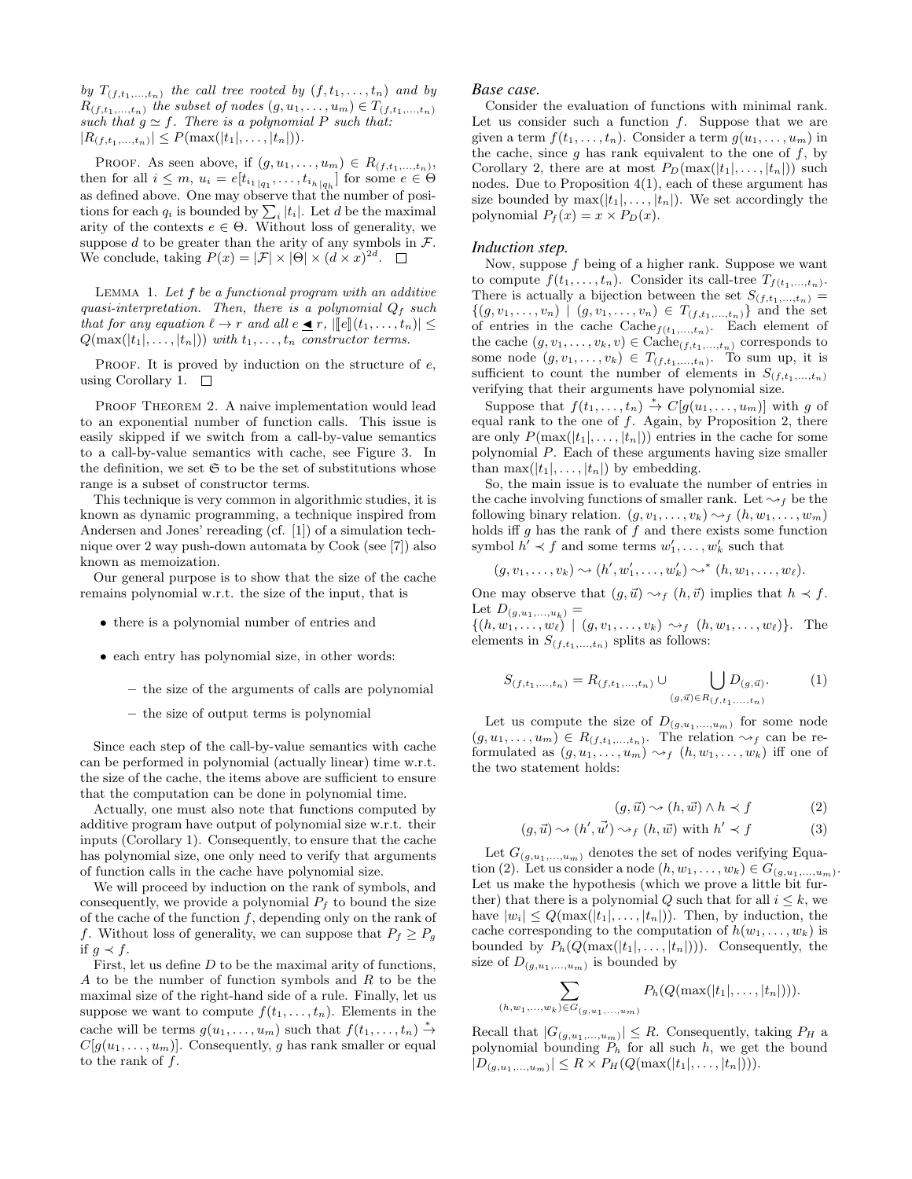*by $T_{(f,t_1,\ldots,t_n)}$ the call tree rooted by $(f, t_1, \ldots, t_n)$ and by $R_{(f,t_1,\ldots,t_n)}$ the subset of nodes $(g, u_1, \ldots, u_m) \in T_{(f,t_1,\ldots,t_n)}$ such that $g \simeq f$. There is a polynomial $P$ such that: $|R_{(f,t_1,\ldots,t_n)}| \leq P(\max(|t_1|, \ldots, |t_n|))$.*

Proof. As seen above, if $(g, u_1, \ldots, u_m) \in R_{(f,t_1,\ldots,t_n)}$, then for all $i \leq m$, $u_i = e[t_{i_1|q_1}, \ldots, t_{i_h|q_h}]$ for some $e \in \Theta$ as defined above. One may observe that the number of positions for each $q_i$ is bounded by $\sum_i |t_i|$. Let $d$ be the maximal arity of the contexts $e \in \Theta$. Without loss of generality, we suppose $d$ to be greater than the arity of any symbols in $\mathcal{F}$. We conclude, taking $P(x) = |\mathcal{F}| \times |\Theta| \times (d \times x)^{2d}$. $\square$

Lemma 1. *Let $f$ be a functional program with an additive quasi-interpretation. Then, there is a polynomial $Q_f$ such that for any equation $\ell \to r$ and all $e \blacktriangleleft r$, $|[\![e]\!](t_1, \ldots, t_n)| \leq Q(\max(|t_1|, \ldots, |t_n|))$ with $t_1, \ldots, t_n$ constructor terms.*

Proof. It is proved by induction on the structure of $e$, using Corollary 1. $\square$

Proof Theorem 2. A naive implementation would lead to an exponential number of function calls. This issue is easily skipped if we switch from a call-by-value semantics to a call-by-value semantics with cache, see Figure 3. In the definition, we set $\mathfrak{S}$ to be the set of substitutions whose range is a subset of constructor terms.

This technique is very common in algorithmic studies, it is known as dynamic programming, a technique inspired from Andersen and Jones' rereading (cf. [1]) of a simulation technique over 2 way push-down automata by Cook (see [7]) also known as memoization.

Our general purpose is to show that the size of the cache remains polynomial w.r.t. the size of the input, that is

- there is a polynomial number of entries and
- each entry has polynomial size, in other words:
  - the size of the arguments of calls are polynomial
  - the size of output terms is polynomial

Since each step of the call-by-value semantics with cache can be performed in polynomial (actually linear) time w.r.t. the size of the cache, the items above are sufficient to ensure that the computation can be done in polynomial time.

Actually, one must also note that functions computed by additive program have output of polynomial size w.r.t. their inputs (Corollary 1). Consequently, to ensure that the cache has polynomial size, one only need to verify that arguments of function calls in the cache have polynomial size.

We will proceed by induction on the rank of symbols, and consequently, we provide a polynomial $P_f$ to bound the size of the cache of the function $f$, depending only on the rank of $f$. Without loss of generality, we can suppose that $P_f \geq P_g$ if $g \prec f$.

First, let us define $D$ to be the maximal arity of functions, $A$ to be the number of function symbols and $R$ to be the maximal size of the right-hand side of a rule. Finally, let us suppose we want to compute $f(t_1, \ldots, t_n)$. Elements in the cache will be terms $g(u_1, \ldots, u_m)$ such that $f(t_1, \ldots, t_n) \xrightarrow{*} C[g(u_1, \ldots, u_m)]$. Consequently, $g$ has rank smaller or equal to the rank of $f$.

### *Base case.*

Consider the evaluation of functions with minimal rank. Let us consider such a function $f$. Suppose that we are given a term $f(t_1, \ldots, t_n)$. Consider a term $g(u_1, \ldots, u_m)$ in the cache, since $g$ has rank equivalent to the one of $f$, by Corollary 2, there are at most $P_D(\max(|t_1|, \ldots, |t_n|))$ such nodes. Due to Proposition 4(1), each of these argument has size bounded by $\max(|t_1|, \ldots, |t_n|)$. We set accordingly the polynomial $P_f(x) = x \times P_D(x)$.

### *Induction step.*

Now, suppose $f$ being of a higher rank. Suppose we want to compute $f(t_1, \ldots, t_n)$. Consider its call-tree $T_{f(t_1,\ldots,t_n)}$. There is actually a bijection between the set $S_{(f,t_1,\ldots,t_n)} = \{(g, v_1, \ldots, v_n) \mid (g, v_1, \ldots, v_n) \in T_{(f,t_1,\ldots,t_n)}\}$ and the set of entries in the cache $\text{Cache}_{f(t_1,\ldots,t_n)}$. Each element of the cache $(g, v_1, \ldots, v_k, v) \in \text{Cache}_{(f,t_1,\ldots,t_n)}$ corresponds to some node $(g, v_1, \ldots, v_k) \in T_{(f,t_1,\ldots,t_n)}$. To sum up, it is sufficient to count the number of elements in $S_{(f,t_1,\ldots,t_n)}$ verifying that their arguments have polynomial size.

Suppose that $f(t_1, \ldots, t_n) \xrightarrow{*} C[g(u_1, \ldots, u_m)]$ with $g$ of equal rank to the one of $f$. Again, by Proposition 2, there are only $P(\max(|t_1|, \ldots, |t_n|))$ entries in the cache for some polynomial $P$. Each of these arguments having size smaller than $\max(|t_1|, \ldots, |t_n|)$ by embedding.

So, the main issue is to evaluate the number of entries in the cache involving functions of smaller rank. Let $\rightsquigarrow_f$ be the following binary relation. $(g, v_1, \ldots, v_k) \rightsquigarrow_f (h, w_1, \ldots, w_m)$ holds iff $g$ has the rank of $f$ and there exists some function symbol $h' \prec f$ and some terms $w'_1, \ldots, w'_k$ such that

$$(g, v_1, \ldots, v_k) \rightsquigarrow (h', w'_1, \ldots, w'_k) \rightsquigarrow^* (h, w_1, \ldots, w_\ell).$$

One may observe that $(g, \vec{u}) \rightsquigarrow_f (h, \vec{v})$ implies that $h \prec f$. Let $D_{(g,u_1,\ldots,u_k)} =$
$\{(h, w_1, \ldots, w_\ell) \mid (g, v_1, \ldots, v_k) \rightsquigarrow_f (h, w_1, \ldots, w_\ell)\}$. The elements in $S_{(f,t_1,\ldots,t_n)}$ splits as follows:

$$S_{(f,t_1,\ldots,t_n)} = R_{(f,t_1,\ldots,t_n)} \cup \bigcup_{(g,\vec{u}) \in R_{(f,t_1,\ldots,t_n)}} D_{(g,\vec{u})}. \tag{1}$$

Let us compute the size of $D_{(g,u_1,\ldots,u_m)}$ for some node $(g, u_1, \ldots, u_m) \in R_{(f,t_1,\ldots,t_n)}$. The relation $\rightsquigarrow_f$ can be reformulated as $(g, u_1, \ldots, u_m) \rightsquigarrow_f (h, w_1, \ldots, w_k)$ iff one of the two statement holds:

$$(g, \vec{u}) \rightsquigarrow (h, \vec{w}) \wedge h \prec f \tag{2}$$

$$(g, \vec{u}) \rightsquigarrow (h', \vec{u'}) \rightsquigarrow_f (h, \vec{w}) \text{ with } h' \prec f \tag{3}$$

Let $G_{(g,u_1,\ldots,u_m)}$ denotes the set of nodes verifying Equation (2). Let us consider a node $(h, w_1, \ldots, w_k) \in G_{(g,u_1,\ldots,u_m)}$. Let us make the hypothesis (which we prove a little bit further) that there is a polynomial $Q$ such that for all $i \leq k$, we have $|w_i| \leq Q(\max(|t_1|, \ldots, |t_n|))$. Then, by induction, the cache corresponding to the computation of $h(w_1, \ldots, w_k)$ is bounded by $P_h(Q(\max(|t_1|, \ldots, |t_n|)))$. Consequently, the size of $D_{(g,u_1,\ldots,u_m)}$ is bounded by

$$\sum_{(h,w_1,\ldots,w_k) \in G_{(g,u_1,\ldots,u_m)}} P_h(Q(\max(|t_1|, \ldots, |t_n|))).$$

Recall that $|G_{(g,u_1,\ldots,u_m)}| \leq R$. Consequently, taking $P_H$ a polynomial bounding $P_h$ for all such $h$, we get the bound $|D_{(g,u_1,\ldots,u_m)}| \leq R \times P_H(Q(\max(|t_1|, \ldots, |t_n|)))$.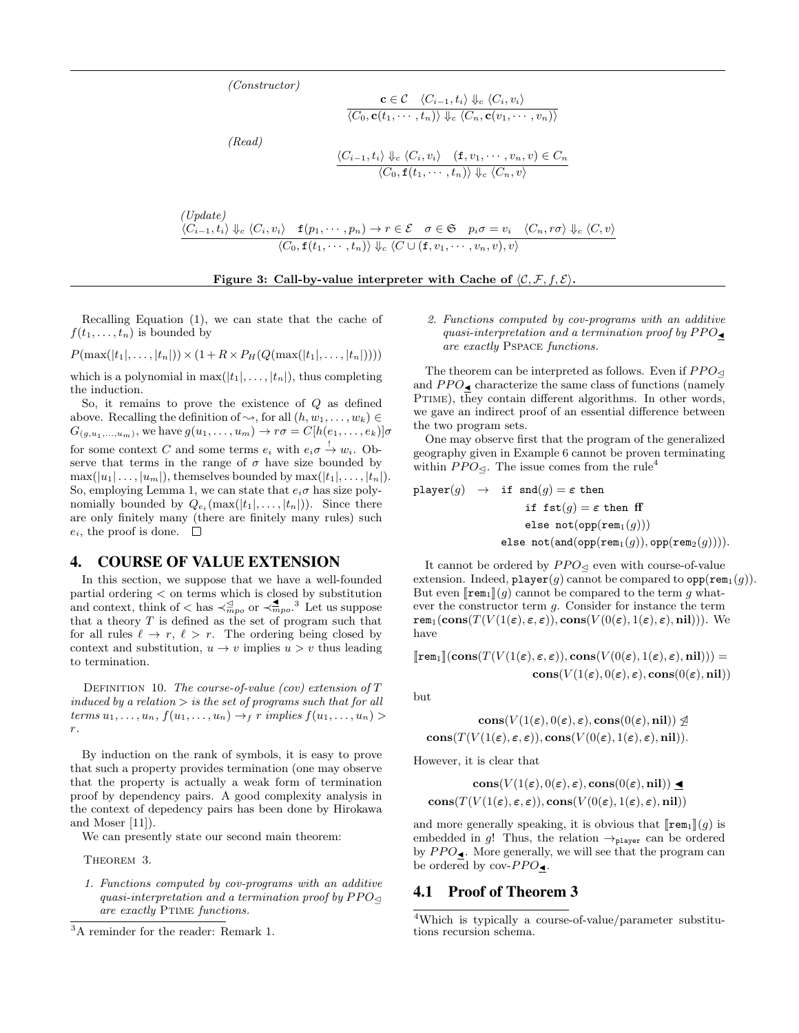*(Constructor)*

$$\frac{\mathbf{c} \in \mathcal{C} \quad \langle C_{i-1}, t_i \rangle \Downarrow_c \langle C_i, v_i \rangle}{\langle C_0, \mathbf{c}(t_1, \cdots, t_n) \rangle \Downarrow_c \langle C_n, \mathbf{c}(v_1, \cdots, v_n) \rangle}$$

*(Read)*

$$\frac{\langle C_{i-1}, t_i \rangle \Downarrow_c \langle C_i, v_i \rangle \quad (\mathtt{f}, v_1, \cdots, v_n, v) \in C_n}{\langle C_0, \mathtt{f}(t_1, \cdots, t_n) \rangle \Downarrow_c \langle C_n, v \rangle}$$

*(Update)*

$$\frac{\langle C_{i-1}, t_i \rangle \Downarrow_c \langle C_i, v_i \rangle \quad \mathtt{f}(p_1, \cdots, p_n) \to r \in \mathcal{E} \quad \sigma \in \mathfrak{S} \quad p_i\sigma = v_i \quad \langle C_n, r\sigma \rangle \Downarrow_c \langle C, v \rangle}{\langle C_0, \mathtt{f}(t_1, \cdots, t_n) \rangle \Downarrow_c \langle C \cup (\mathtt{f}, v_1, \cdots, v_n, v), v \rangle}$$

**Figure 3: Call-by-value interpreter with Cache of $\langle \mathcal{C}, \mathcal{F}, f, \mathcal{E} \rangle$.**

Recalling Equation (1), we can state that the cache of $f(t_1, \ldots, t_n)$ is bounded by

$$P(\max(|t_1|, \ldots, |t_n|)) \times (1 + R \times P_H(Q(\max(|t_1|, \ldots, |t_n|))))$$

which is a polynomial in $\max(|t_1|, \ldots, |t_n|)$, thus completing the induction.

So, it remains to prove the existence of $Q$ as defined above. Recalling the definition of $\rightsquigarrow$, for all $(h, w_1, \ldots, w_k) \in G_{(g,u_1,\ldots,u_m)}$, we have $g(u_1, \ldots, u_m) \to r\sigma = C[h(e_1, \ldots, e_k)]\sigma$ for some context $C$ and some terms $e_i$ with $e_i\sigma \xrightarrow{!} w_i$. Observe that terms in the range of $\sigma$ have size bounded by $\max(|u_1| \ldots, |u_m|)$, themselves bounded by $\max(|t_1|, \ldots, |t_n|)$. So, employing Lemma 1, we can state that $e_i\sigma$ has size polynomially bounded by $Q_{e_i}(\max(|t_1|, \ldots, |t_n|))$. Since there are only finitely many (there are finitely many rules) such $e_i$, the proof is done. $\square$

## 4. COURSE OF VALUE EXTENSION

In this section, we suppose that we have a well-founded partial ordering $<$ on terms which is closed by substitution and context, think of $<$ has $\prec^{\trianglelefteq}_{mpo}$ or $\prec^{\blacktriangleleft}_{mpo}$.[3] Let us suppose that a theory $T$ is defined as the set of program such that for all rules $\ell \to r$, $\ell > r$. The ordering being closed by context and substitution, $u \to v$ implies $u > v$ thus leading to termination.

Definition 10. *The course-of-value (cov) extension of $T$ induced by a relation $>$ is the set of programs such that for all terms $u_1, \ldots, u_n$, $f(u_1, \ldots, u_n) \to_f r$ implies $f(u_1, \ldots, u_n) > r$.*

By induction on the rank of symbols, it is easy to prove that such a property provides termination (one may observe that the property is actually a weak form of termination proof by dependency pairs. A good complexity analysis in the context of depedency pairs has been done by Hirokawa and Moser [11]).

We can presently state our second main theorem:

Theorem 3.

1. *Functions computed by cov-programs with an additive quasi-interpretation and a termination proof by $PPO_{\trianglelefteq}$ are exactly* Ptime *functions.*
2. *Functions computed by cov-programs with an additive quasi-interpretation and a termination proof by $PPO_{\blacktriangleleft}$ are exactly* Pspace *functions.*

The theorem can be interpreted as follows. Even if $PPO_{\trianglelefteq}$ and $PPO_{\blacktriangleleft}$ characterize the same class of functions (namely Ptime), they contain different algorithms. In other words, we gave an indirect proof of an essential difference between the two program sets.

One may observe first that the program of the generalized geography given in Example 6 cannot be proven terminating within $PPO_{\trianglelefteq}$. The issue comes from the rule[4]

```
player(g)  →  if snd(g) = ε then
                   if fst(g) = ε then ff
                   else not(opp(rem1(g)))
              else not(and(opp(rem1(g)), opp(rem2(g)))).
```

It cannot be ordered by $PPO_{\trianglelefteq}$ even with course-of-value extension. Indeed, $\mathtt{player}(g)$ cannot be compared to $\mathtt{opp}(\mathtt{rem}_1(g))$. But even $[\![\mathtt{rem}_1]\!](g)$ cannot be compared to the term $g$ whatever the constructor term $g$. Consider for instance the term $\mathtt{rem}_1(\mathbf{cons}(T(V(1(\varepsilon), \varepsilon, \varepsilon)), \mathbf{cons}(V(0(\varepsilon), 1(\varepsilon), \varepsilon), \mathbf{nil})))$. We have

$$[\![\mathtt{rem}_1]\!](\mathbf{cons}(T(V(1(\varepsilon), \varepsilon, \varepsilon)), \mathbf{cons}(V(0(\varepsilon), 1(\varepsilon), \varepsilon), \mathbf{nil}))) = \mathbf{cons}(V(1(\varepsilon), 0(\varepsilon), \varepsilon), \mathbf{cons}(0(\varepsilon), \mathbf{nil}))$$

but

$$\mathbf{cons}(V(1(\varepsilon), 0(\varepsilon), \varepsilon), \mathbf{cons}(0(\varepsilon), \mathbf{nil})) \not\trianglelefteq \mathbf{cons}(T(V(1(\varepsilon), \varepsilon, \varepsilon)), \mathbf{cons}(V(0(\varepsilon), 1(\varepsilon), \varepsilon), \mathbf{nil})).$$

However, it is clear that

$$\mathbf{cons}(V(1(\varepsilon), 0(\varepsilon), \varepsilon), \mathbf{cons}(0(\varepsilon), \mathbf{nil})) \blacktriangleleft \mathbf{cons}(T(V(1(\varepsilon), \varepsilon, \varepsilon)), \mathbf{cons}(V(0(\varepsilon), 1(\varepsilon), \varepsilon), \mathbf{nil}))$$

and more generally speaking, it is obvious that $[\![\mathtt{rem}_1]\!](g)$ is embedded in $g$! Thus, the relation $\to_{\mathtt{player}}$ can be ordered by $PPO_{\blacktriangleleft}$. More generally, we will see that the program can be ordered by cov-$PPO_{\blacktriangleleft}$.

### 4.1 Proof of Theorem 3

[3] A reminder for the reader: Remark 1.

[4] Which is typically a course-of-value/parameter substitutions recursion schema.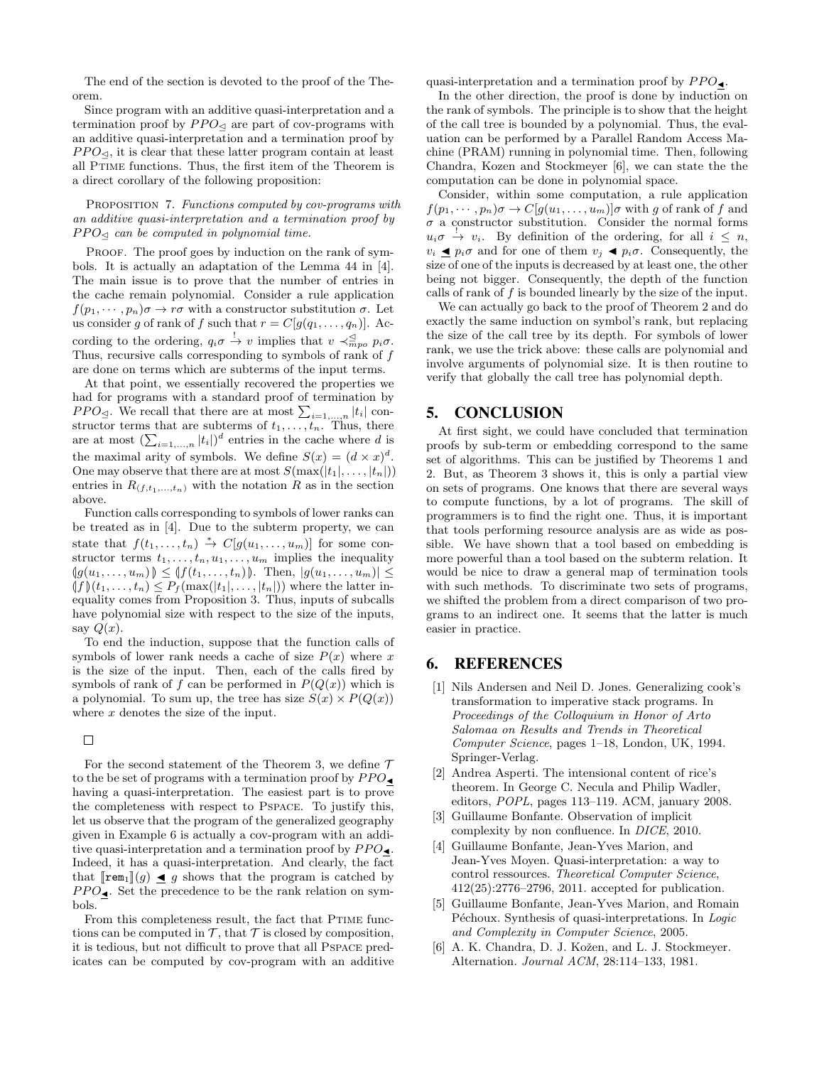The end of the section is devoted to the proof of the Theorem.

Since program with an additive quasi-interpretation and a termination proof by $PPO_{\trianglelefteq}$ are part of cov-programs with an additive quasi-interpretation and a termination proof by $PPO_{\trianglelefteq}$, it is clear that these latter program contain at least all PTIME functions. Thus, the first item of the Theorem is a direct corollary of the following proposition:

PROPOSITION 7. *Functions computed by cov-programs with an additive quasi-interpretation and a termination proof by $PPO_{\trianglelefteq}$ can be computed in polynomial time.*

PROOF. The proof goes by induction on the rank of symbols. It is actually an adaptation of the Lemma 44 in [4]. The main issue is to prove that the number of entries in the cache remain polynomial. Consider a rule application $f(p_1, \cdots, p_n)\sigma \to r\sigma$ with a constructor substitution $\sigma$. Let us consider $g$ of rank of $f$ such that $r = C[g(q_1, \ldots, q_n)]$. According to the ordering, $q_i\sigma \xrightarrow{!} v$ implies that $v \prec^{\trianglelefteq}_{mpo} p_i\sigma$. Thus, recursive calls corresponding to symbols of rank of $f$ are done on terms which are subterms of the input terms.

At that point, we essentially recovered the properties we had for programs with a standard proof of termination by $PPO_{\trianglelefteq}$. We recall that there are at most $\sum_{i=1,\ldots,n} |t_i|$ constructor terms that are subterms of $t_1, \ldots, t_n$. Thus, there are at most $(\sum_{i=1,\ldots,n} |t_i|)^d$ entries in the cache where $d$ is the maximal arity of symbols. We define $S(x) = (d \times x)^d$. One may observe that there are at most $S(\max(|t_1|, \ldots, |t_n|))$ entries in $R_{(f,t_1,\ldots,t_n)}$ with the notation $R$ as in the section above.

Function calls corresponding to symbols of lower ranks can be treated as in [4]. Due to the subterm property, we can state that $f(t_1, \ldots, t_n) \xrightarrow{*} C[g(u_1, \ldots, u_m)]$ for some constructor terms $t_1, \ldots, t_n, u_1, \ldots, u_m$ implies the inequality $(\!| g(u_1, \ldots, u_m) |\!) \leq (\!| f(t_1, \ldots, t_n) |\!)$. Then, $|g(u_1, \ldots, u_m)| \leq (\!| f |\!)(t_1, \ldots, t_n) \leq P_f(\max(|t_1|, \ldots, |t_n|))$ where the latter inequality comes from Proposition 3. Thus, inputs of subcalls have polynomial size with respect to the size of the inputs, say $Q(x)$.

To end the induction, suppose that the function calls of symbols of lower rank needs a cache of size $P(x)$ where $x$ is the size of the input. Then, each of the calls fired by symbols of rank of $f$ can be performed in $P(Q(x))$ which is a polynomial. To sum up, the tree has size $S(x) \times P(Q(x))$ where $x$ denotes the size of the input.

□

For the second statement of the Theorem 3, we define $\mathcal{T}$ to the be set of programs with a termination proof by $PPO_{\blacktriangleleft}$ having a quasi-interpretation. The easiest part is to prove the completeness with respect to PSPACE. To justify this, let us observe that the program of the generalized geography given in Example 6 is actually a cov-program with an additive quasi-interpretation and a termination proof by $PPO_{\blacktriangleleft}$. Indeed, it has a quasi-interpretation. And clearly, the fact that $[\![\mathtt{rem}_1]\!](g) \blacktriangleleft g$ shows that the program is catched by $PPO_{\blacktriangleleft}$. Set the precedence to be the rank relation on symbols.

From this completeness result, the fact that PTIME functions can be computed in $\mathcal{T}$, that $\mathcal{T}$ is closed by composition, it is tedious, but not difficult to prove that all PSPACE predicates can be computed by cov-program with an additive quasi-interpretation and a termination proof by $PPO_{\blacktriangleleft}$.

In the other direction, the proof is done by induction on the rank of symbols. The principle is to show that the height of the call tree is bounded by a polynomial. Thus, the evaluation can be performed by a Parallel Random Access Machine (PRAM) running in polynomial time. Then, following Chandra, Kozen and Stockmeyer [6], we can state the the computation can be done in polynomial space.

Consider, within some computation, a rule application $f(p_1, \cdots, p_n)\sigma \to C[g(u_1, \ldots, u_m)]\sigma$ with $g$ of rank of $f$ and $\sigma$ a constructor substitution. Consider the normal forms $u_i\sigma \xrightarrow{!} v_i$. By definition of the ordering, for all $i \leq n$, $v_i \trianglelefteq p_i\sigma$ and for one of them $v_j \blacktriangleleft p_i\sigma$. Consequently, the size of one of the inputs is decreased by at least one, the other being not bigger. Consequently, the depth of the function calls of rank of $f$ is bounded linearly by the size of the input.

We can actually go back to the proof of Theorem 2 and do exactly the same induction on symbol's rank, but replacing the size of the call tree by its depth. For symbols of lower rank, we use the trick above: these calls are polynomial and involve arguments of polynomial size. It is then routine to verify that globally the call tree has polynomial depth.

## 5. CONCLUSION

At first sight, we could have concluded that termination proofs by sub-term or embedding correspond to the same set of algorithms. This can be justified by Theorems 1 and 2. But, as Theorem 3 shows it, this is only a partial view on sets of programs. One knows that there are several ways to compute functions, by a lot of programs. The skill of programmers is to find the right one. Thus, it is important that tools performing resource analysis are as wide as possible. We have shown that a tool based on embedding is more powerful than a tool based on the subterm relation. It would be nice to draw a general map of termination tools with such methods. To discriminate two sets of programs, we shifted the problem from a direct comparison of two programs to an indirect one. It seems that the latter is much easier in practice.

## 6. REFERENCES

[1] Nils Andersen and Neil D. Jones. Generalizing cook's transformation to imperative stack programs. In *Proceedings of the Colloquium in Honor of Arto Salomaa on Results and Trends in Theoretical Computer Science*, pages 1–18, London, UK, 1994. Springer-Verlag.

[2] Andrea Asperti. The intensional content of rice's theorem. In George C. Necula and Philip Wadler, editors, *POPL*, pages 113–119. ACM, january 2008.

[3] Guillaume Bonfante. Observation of implicit complexity by non confluence. In *DICE*, 2010.

[4] Guillaume Bonfante, Jean-Yves Marion, and Jean-Yves Moyen. Quasi-interpretation: a way to control ressources. *Theoretical Computer Science*, 412(25):2776–2796, 2011. accepted for publication.

[5] Guillaume Bonfante, Jean-Yves Marion, and Romain Péchoux. Synthesis of quasi-interpretations. In *Logic and Complexity in Computer Science*, 2005.

[6] A. K. Chandra, D. J. Kožen, and L. J. Stockmeyer. Alternation. *Journal ACM*, 28:114–133, 1981.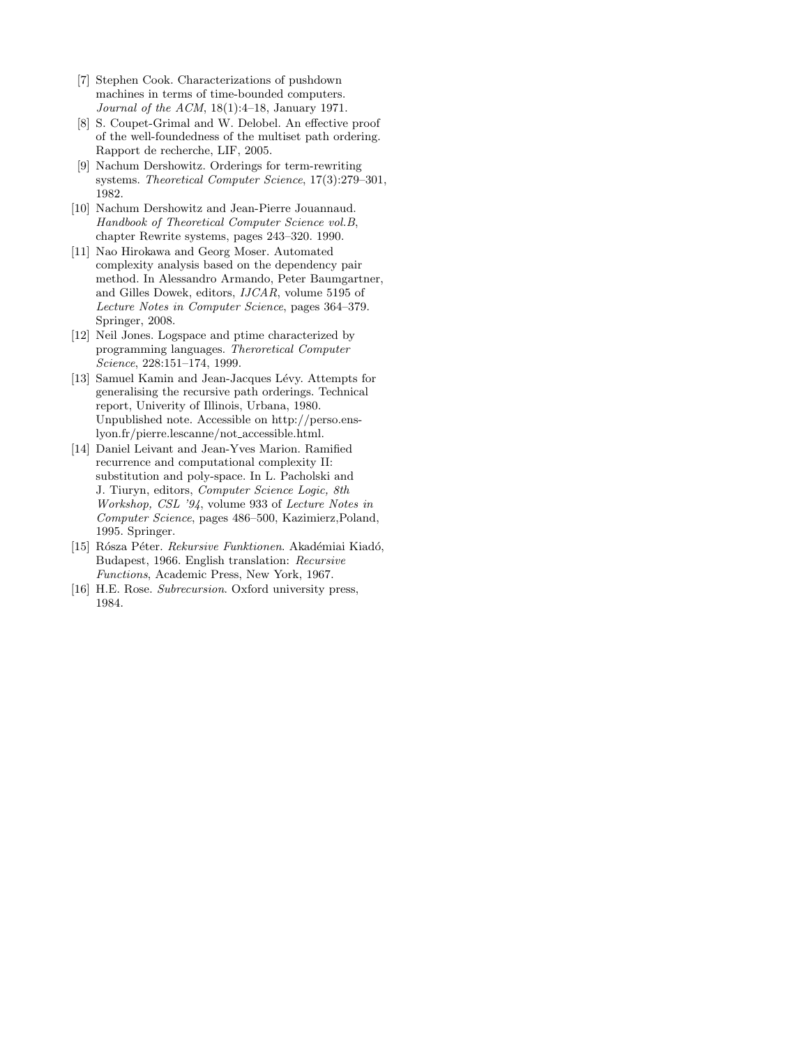[7] Stephen Cook. Characterizations of pushdown machines in terms of time-bounded computers. *Journal of the ACM*, 18(1):4–18, January 1971.

[8] S. Coupet-Grimal and W. Delobel. An effective proof of the well-foundedness of the multiset path ordering. Rapport de recherche, LIF, 2005.

[9] Nachum Dershowitz. Orderings for term-rewriting systems. *Theoretical Computer Science*, 17(3):279–301, 1982.

[10] Nachum Dershowitz and Jean-Pierre Jouannaud. *Handbook of Theoretical Computer Science vol.B*, chapter Rewrite systems, pages 243–320. 1990.

[11] Nao Hirokawa and Georg Moser. Automated complexity analysis based on the dependency pair method. In Alessandro Armando, Peter Baumgartner, and Gilles Dowek, editors, *IJCAR*, volume 5195 of *Lecture Notes in Computer Science*, pages 364–379. Springer, 2008.

[12] Neil Jones. Logspace and ptime characterized by programming languages. *Theroretical Computer Science*, 228:151–174, 1999.

[13] Samuel Kamin and Jean-Jacques Lévy. Attempts for generalising the recursive path orderings. Technical report, Univerity of Illinois, Urbana, 1980. Unpublished note. Accessible on http://perso.ens-lyon.fr/pierre.lescanne/not_accessible.html.

[14] Daniel Leivant and Jean-Yves Marion. Ramified recurrence and computational complexity II: substitution and poly-space. In L. Pacholski and J. Tiuryn, editors, *Computer Science Logic, 8th Workshop, CSL '94*, volume 933 of *Lecture Notes in Computer Science*, pages 486–500, Kazimierz,Poland, 1995. Springer.

[15] Rósza Péter. *Rekursive Funktionen*. Akadémiai Kiadó, Budapest, 1966. English translation: *Recursive Functions*, Academic Press, New York, 1967.

[16] H.E. Rose. *Subrecursion*. Oxford university press, 1984.